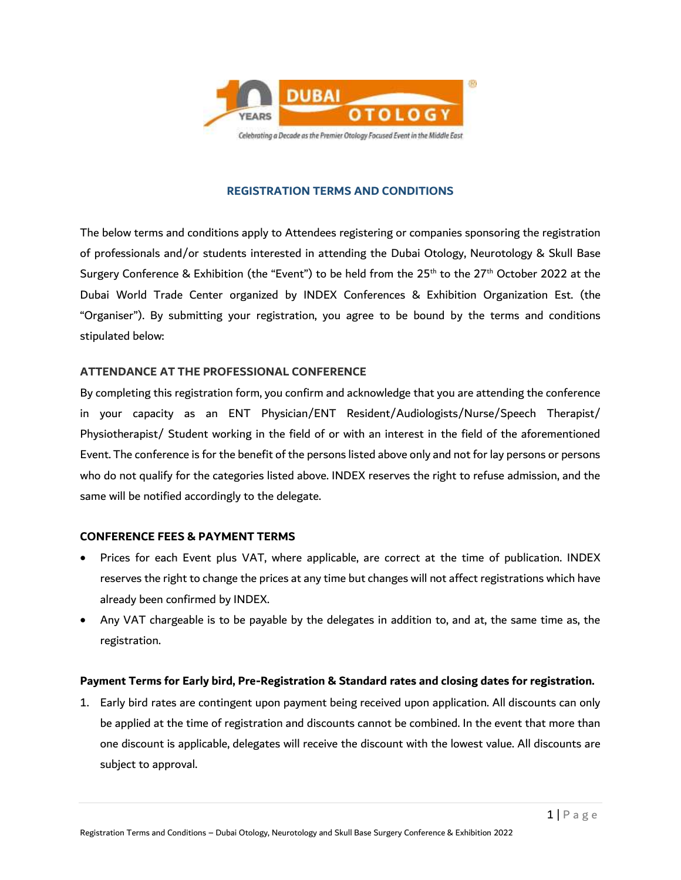## REGISTRATION TERMS AND CONDITIONS

The below terms and conditions apply to Attendees registering or companies sponsoring the registration of professionals and/or students interested in attending the Dubai Otology, Neurotology & Skull Base Surgery Conference & Exhibition (the "Event") to be held from the 25th to the 27th October 2022 at the Dubai World Trade Center organized by INDEX Conferences & Exhibition Organization Est. (the "Organiser"). By submitting your registration, you agree to be bound by the terms and conditions stipulated below:

### ATTENDANCE AT THE PROFESSIONAL CONFERENCE

By completing this registration form, you confirm and acknowledge that you are attending the conference in your capacity as an ENT Physician/ENT Resident/Audiologists/Nurse/Speech Therapist/ Physiotherapist/ Student working in the field of or with an interest in the field of the aforementioned Event. The conference is for the benefit of the persons listed above only and not for lay persons or persons who do not qualify for the categories listed above. INDEX reserves the right to refuse admission, and the same will be notified accordingly to the delegate.

### CONFERENCE FEES & PAYMENT TERMS

- Prices for each Event plus VAT, where applicable, are correct at the time of publication. INDEX reserves the right to change the prices at any time but changes will not affect registrations which have already been confirmed by INDEX.
- Any VAT chargeable is to be payable by the delegates in addition to, and at, the same time as, the registration.

**Payment Terms for Early bird, Pre-Registration & Standard rates and closing dates for registration.**

1. Early bird rates are contingent upon payment being received upon application. All discounts can only be applied at the time of registration and discounts cannot be combined. In the event that more than one discount is applicable, delegates will receive the discount with the lowest value. All discounts are subject to approval.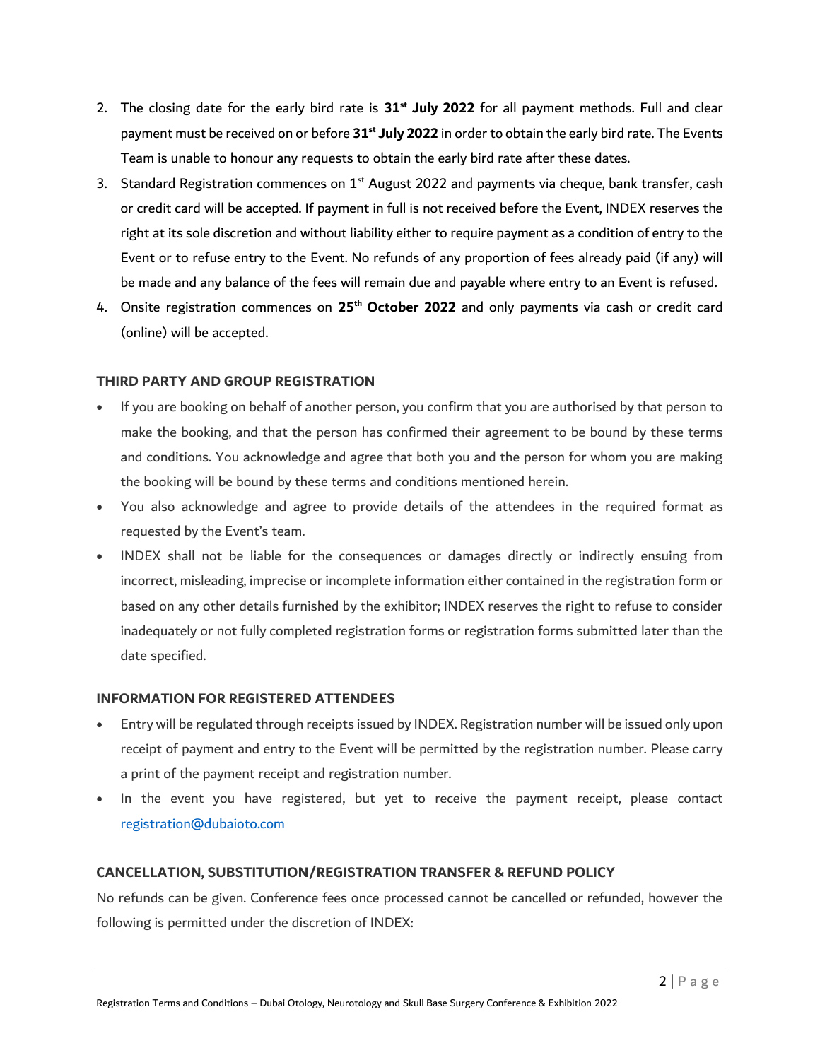2. The closing date for the early bird rate is **31st July 2022** for all payment methods. Full and clear payment must be received on or before **31st July 2022** in order to obtain the early bird rate. The Events Team is unable to honour any requests to obtain the early bird rate after these dates.
3. Standard Registration commences on 1st August 2022 and payments via cheque, bank transfer, cash or credit card will be accepted. If payment in full is not received before the Event, INDEX reserves the right at its sole discretion and without liability either to require payment as a condition of entry to the Event or to refuse entry to the Event. No refunds of any proportion of fees already paid (if any) will be made and any balance of the fees will remain due and payable where entry to an Event is refused.
4. Onsite registration commences on **25th October 2022** and only payments via cash or credit card (online) will be accepted.

**THIRD PARTY AND GROUP REGISTRATION**

- If you are booking on behalf of another person, you confirm that you are authorised by that person to make the booking, and that the person has confirmed their agreement to be bound by these terms and conditions. You acknowledge and agree that both you and the person for whom you are making the booking will be bound by these terms and conditions mentioned herein.
- You also acknowledge and agree to provide details of the attendees in the required format as requested by the Event's team.
- INDEX shall not be liable for the consequences or damages directly or indirectly ensuing from incorrect, misleading, imprecise or incomplete information either contained in the registration form or based on any other details furnished by the exhibitor; INDEX reserves the right to refuse to consider inadequately or not fully completed registration forms or registration forms submitted later than the date specified.

**INFORMATION FOR REGISTERED ATTENDEES**

- Entry will be regulated through receipts issued by INDEX. Registration number will be issued only upon receipt of payment and entry to the Event will be permitted by the registration number. Please carry a print of the payment receipt and registration number.
- In the event you have registered, but yet to receive the payment receipt, please contact registration@dubaioto.com

**CANCELLATION, SUBSTITUTION/REGISTRATION TRANSFER & REFUND POLICY**

No refunds can be given. Conference fees once processed cannot be cancelled or refunded, however the following is permitted under the discretion of INDEX: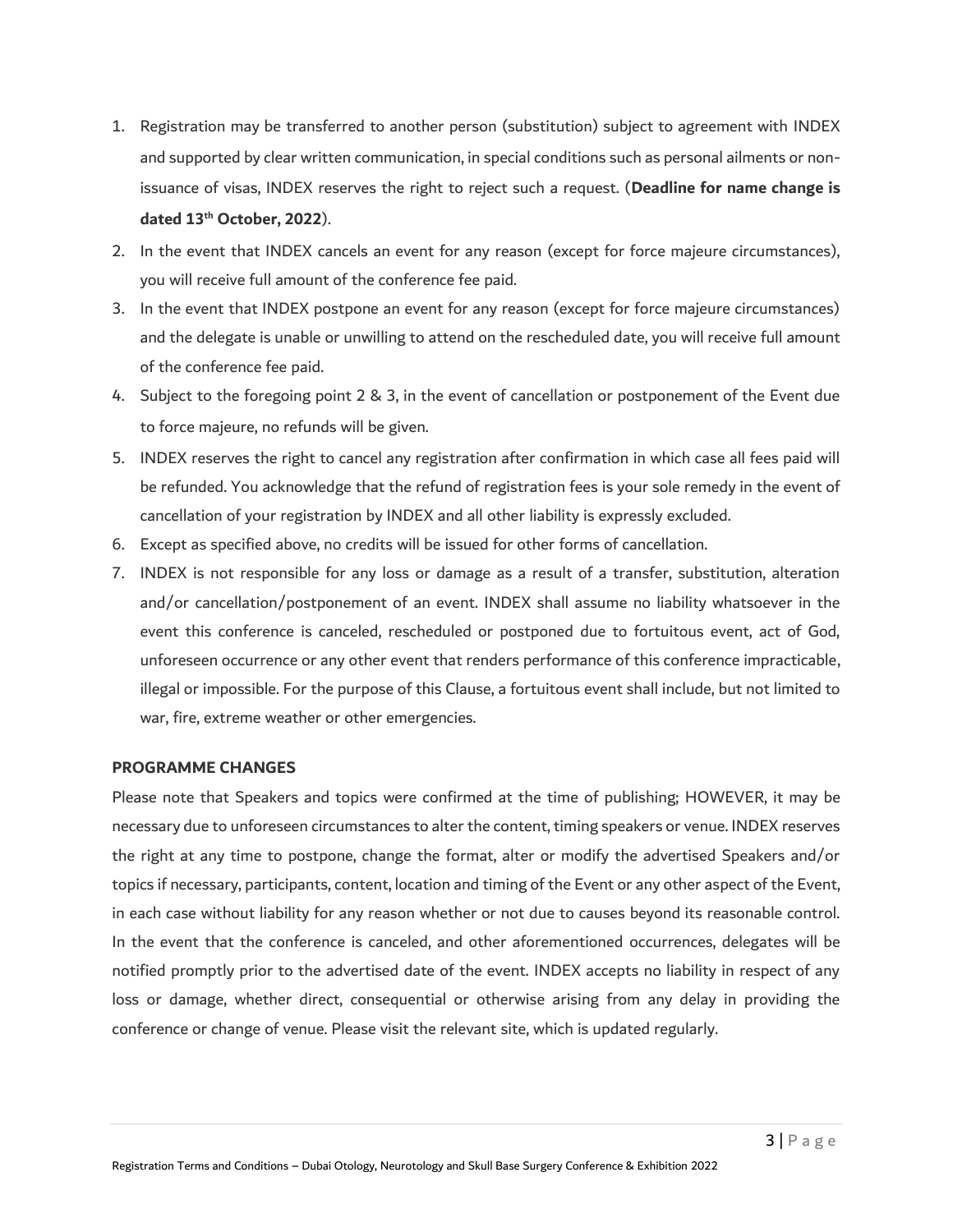1. Registration may be transferred to another person (substitution) subject to agreement with INDEX and supported by clear written communication, in special conditions such as personal ailments or non-issuance of visas, INDEX reserves the right to reject such a request. (**Deadline for name change is dated 13th October, 2022**).
2. In the event that INDEX cancels an event for any reason (except for force majeure circumstances), you will receive full amount of the conference fee paid.
3. In the event that INDEX postpone an event for any reason (except for force majeure circumstances) and the delegate is unable or unwilling to attend on the rescheduled date, you will receive full amount of the conference fee paid.
4. Subject to the foregoing point 2 & 3, in the event of cancellation or postponement of the Event due to force majeure, no refunds will be given.
5. INDEX reserves the right to cancel any registration after confirmation in which case all fees paid will be refunded. You acknowledge that the refund of registration fees is your sole remedy in the event of cancellation of your registration by INDEX and all other liability is expressly excluded.
6. Except as specified above, no credits will be issued for other forms of cancellation.
7. INDEX is not responsible for any loss or damage as a result of a transfer, substitution, alteration and/or cancellation/postponement of an event. INDEX shall assume no liability whatsoever in the event this conference is canceled, rescheduled or postponed due to fortuitous event, act of God, unforeseen occurrence or any other event that renders performance of this conference impracticable, illegal or impossible. For the purpose of this Clause, a fortuitous event shall include, but not limited to war, fire, extreme weather or other emergencies.

**PROGRAMME CHANGES**

Please note that Speakers and topics were confirmed at the time of publishing; HOWEVER, it may be necessary due to unforeseen circumstances to alter the content, timing speakers or venue. INDEX reserves the right at any time to postpone, change the format, alter or modify the advertised Speakers and/or topics if necessary, participants, content, location and timing of the Event or any other aspect of the Event, in each case without liability for any reason whether or not due to causes beyond its reasonable control. In the event that the conference is canceled, and other aforementioned occurrences, delegates will be notified promptly prior to the advertised date of the event. INDEX accepts no liability in respect of any loss or damage, whether direct, consequential or otherwise arising from any delay in providing the conference or change of venue. Please visit the relevant site, which is updated regularly.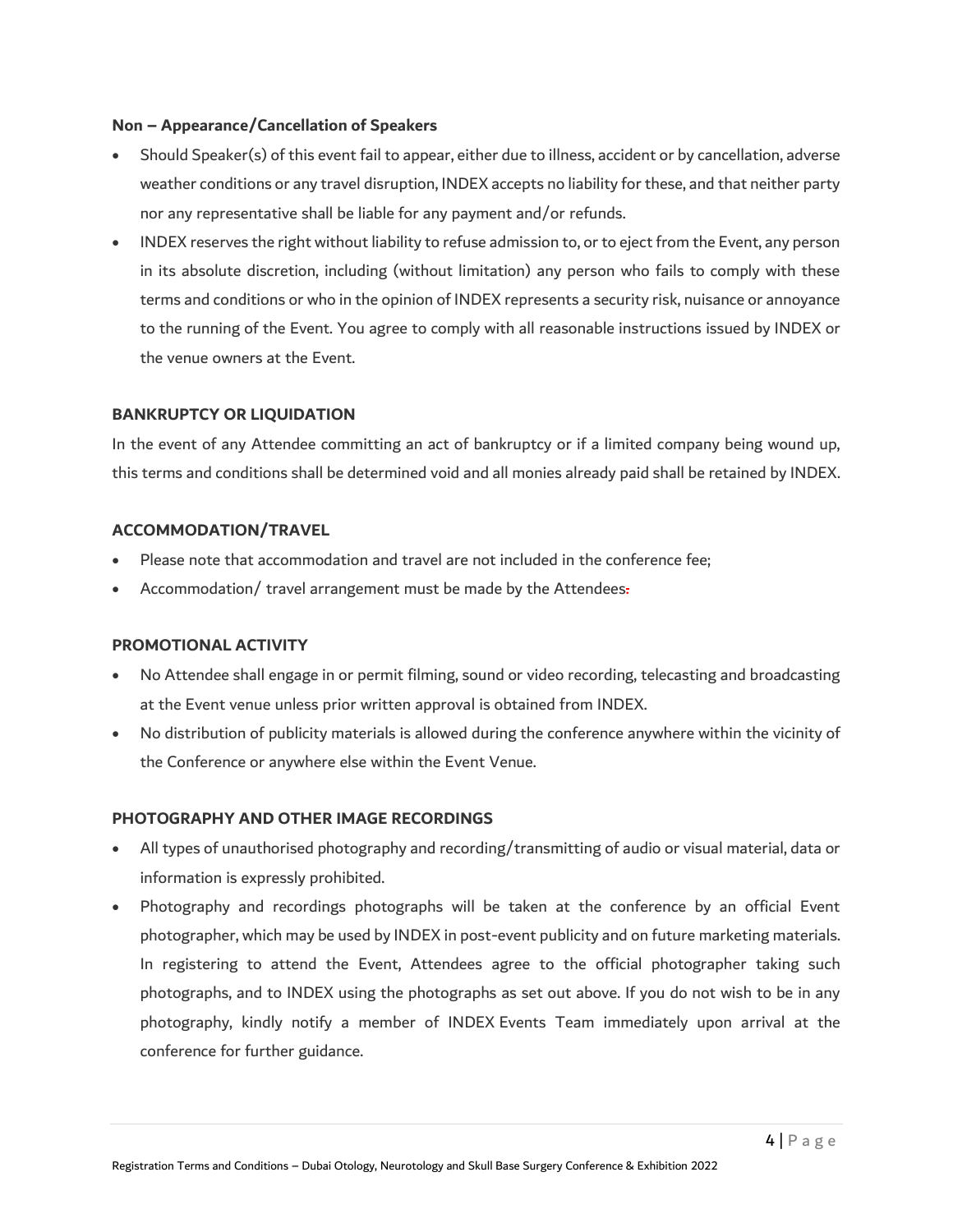### Non – Appearance/Cancellation of Speakers

- Should Speaker(s) of this event fail to appear, either due to illness, accident or by cancellation, adverse weather conditions or any travel disruption, INDEX accepts no liability for these, and that neither party nor any representative shall be liable for any payment and/or refunds.
- INDEX reserves the right without liability to refuse admission to, or to eject from the Event, any person in its absolute discretion, including (without limitation) any person who fails to comply with these terms and conditions or who in the opinion of INDEX represents a security risk, nuisance or annoyance to the running of the Event. You agree to comply with all reasonable instructions issued by INDEX or the venue owners at the Event.

### BANKRUPTCY OR LIQUIDATION

In the event of any Attendee committing an act of bankruptcy or if a limited company being wound up, this terms and conditions shall be determined void and all monies already paid shall be retained by INDEX.

### ACCOMMODATION/TRAVEL

- Please note that accommodation and travel are not included in the conference fee;
- Accommodation/ travel arrangement must be made by the Attendees.

### PROMOTIONAL ACTIVITY

- No Attendee shall engage in or permit filming, sound or video recording, telecasting and broadcasting at the Event venue unless prior written approval is obtained from INDEX.
- No distribution of publicity materials is allowed during the conference anywhere within the vicinity of the Conference or anywhere else within the Event Venue.

### PHOTOGRAPHY AND OTHER IMAGE RECORDINGS

- All types of unauthorised photography and recording/transmitting of audio or visual material, data or information is expressly prohibited.
- Photography and recordings photographs will be taken at the conference by an official Event photographer, which may be used by INDEX in post-event publicity and on future marketing materials. In registering to attend the Event, Attendees agree to the official photographer taking such photographs, and to INDEX using the photographs as set out above. If you do not wish to be in any photography, kindly notify a member of INDEX Events Team immediately upon arrival at the conference for further guidance.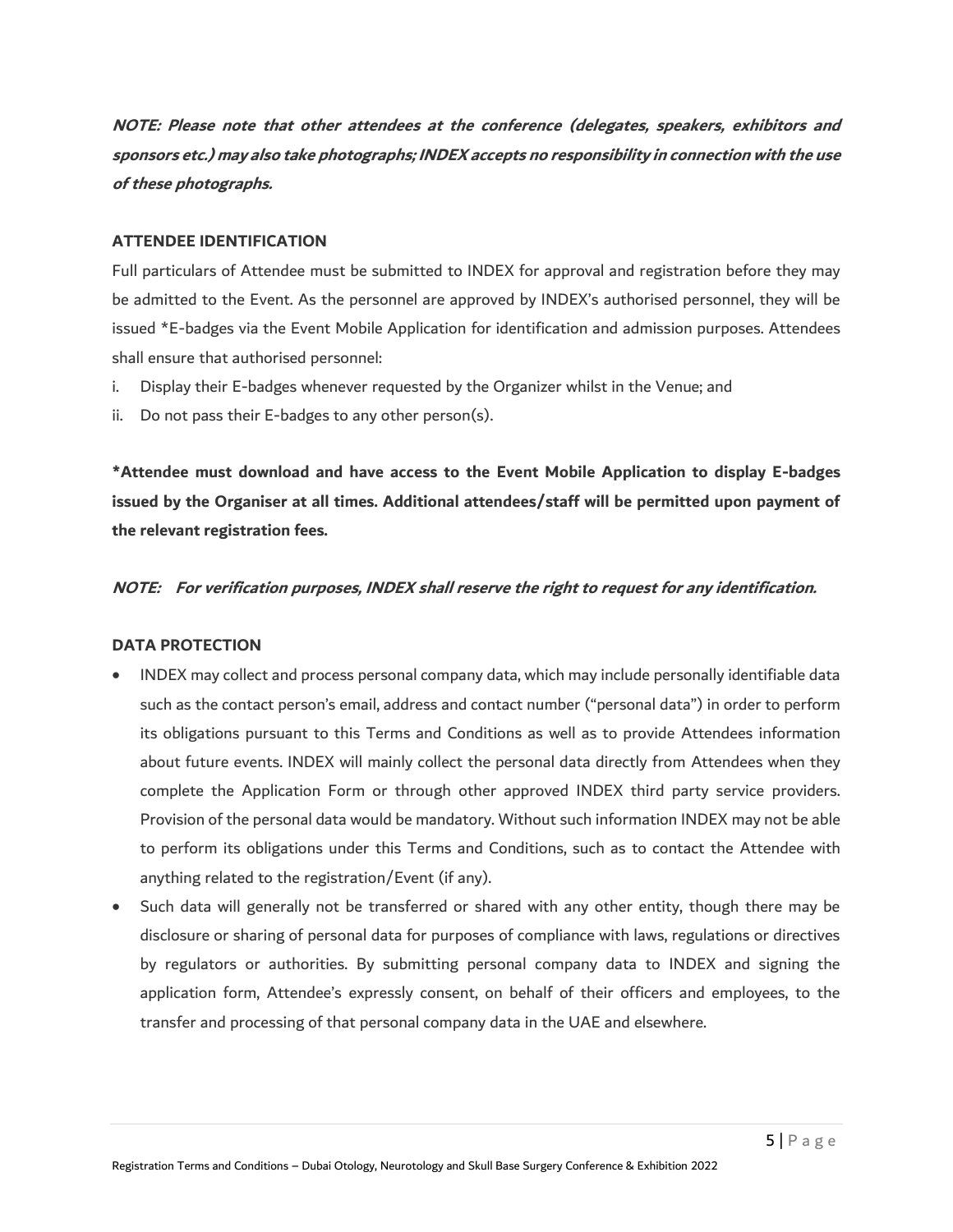***NOTE: Please note that other attendees at the conference (delegates, speakers, exhibitors and sponsors etc.) may also take photographs; INDEX accepts no responsibility in connection with the use of these photographs.***

**ATTENDEE IDENTIFICATION**

Full particulars of Attendee must be submitted to INDEX for approval and registration before they may be admitted to the Event. As the personnel are approved by INDEX's authorised personnel, they will be issued *E-badges via the Event Mobile Application for identification and admission purposes. Attendees shall ensure that authorised personnel:

i. Display their E-badges whenever requested by the Organizer whilst in the Venue; and
ii. Do not pass their E-badges to any other person(s).

**\*Attendee must download and have access to the Event Mobile Application to display E-badges issued by the Organiser at all times. Additional attendees/staff will be permitted upon payment of the relevant registration fees.**

***NOTE: For verification purposes, INDEX shall reserve the right to request for any identification.***

**DATA PROTECTION**

- INDEX may collect and process personal company data, which may include personally identifiable data such as the contact person's email, address and contact number ("personal data") in order to perform its obligations pursuant to this Terms and Conditions as well as to provide Attendees information about future events. INDEX will mainly collect the personal data directly from Attendees when they complete the Application Form or through other approved INDEX third party service providers. Provision of the personal data would be mandatory. Without such information INDEX may not be able to perform its obligations under this Terms and Conditions, such as to contact the Attendee with anything related to the registration/Event (if any).
- Such data will generally not be transferred or shared with any other entity, though there may be disclosure or sharing of personal data for purposes of compliance with laws, regulations or directives by regulators or authorities. By submitting personal company data to INDEX and signing the application form, Attendee's expressly consent, on behalf of their officers and employees, to the transfer and processing of that personal company data in the UAE and elsewhere.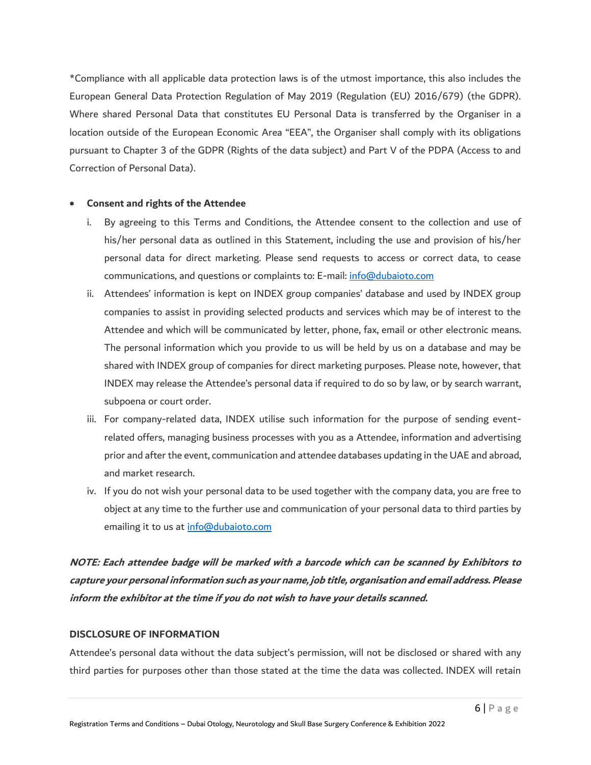*Compliance with all applicable data protection laws is of the utmost importance, this also includes the European General Data Protection Regulation of May 2019 (Regulation (EU) 2016/679) (the GDPR). Where shared Personal Data that constitutes EU Personal Data is transferred by the Organiser in a location outside of the European Economic Area "EEA", the Organiser shall comply with its obligations pursuant to Chapter 3 of the GDPR (Rights of the data subject) and Part V of the PDPA (Access to and Correction of Personal Data).

- **Consent and rights of the Attendee**
  i. By agreeing to this Terms and Conditions, the Attendee consent to the collection and use of his/her personal data as outlined in this Statement, including the use and provision of his/her personal data for direct marketing. Please send requests to access or correct data, to cease communications, and questions or complaints to: E-mail: info@dubaioto.com
  ii. Attendees' information is kept on INDEX group companies' database and used by INDEX group companies to assist in providing selected products and services which may be of interest to the Attendee and which will be communicated by letter, phone, fax, email or other electronic means. The personal information which you provide to us will be held by us on a database and may be shared with INDEX group of companies for direct marketing purposes. Please note, however, that INDEX may release the Attendee's personal data if required to do so by law, or by search warrant, subpoena or court order.
  iii. For company-related data, INDEX utilise such information for the purpose of sending event-related offers, managing business processes with you as a Attendee, information and advertising prior and after the event, communication and attendee databases updating in the UAE and abroad, and market research.
  iv. If you do not wish your personal data to be used together with the company data, you are free to object at any time to the further use and communication of your personal data to third parties by emailing it to us at info@dubaioto.com

***NOTE: Each attendee badge will be marked with a barcode which can be scanned by Exhibitors to capture your personal information such as your name, job title, organisation and email address. Please inform the exhibitor at the time if you do not wish to have your details scanned.***

**DISCLOSURE OF INFORMATION**

Attendee's personal data without the data subject's permission, will not be disclosed or shared with any third parties for purposes other than those stated at the time the data was collected. INDEX will retain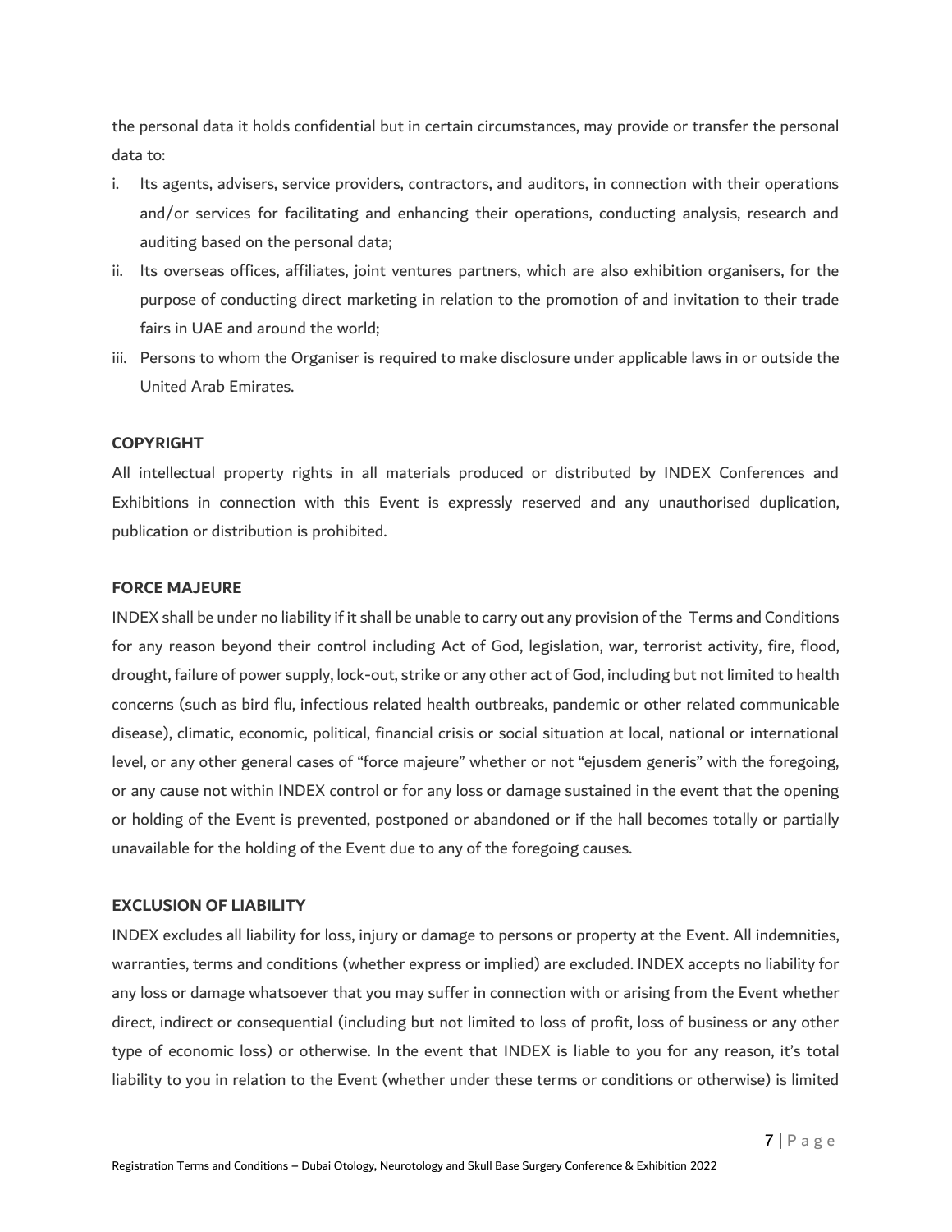the personal data it holds confidential but in certain circumstances, may provide or transfer the personal data to:

i. Its agents, advisers, service providers, contractors, and auditors, in connection with their operations and/or services for facilitating and enhancing their operations, conducting analysis, research and auditing based on the personal data;
ii. Its overseas offices, affiliates, joint ventures partners, which are also exhibition organisers, for the purpose of conducting direct marketing in relation to the promotion of and invitation to their trade fairs in UAE and around the world;
iii. Persons to whom the Organiser is required to make disclosure under applicable laws in or outside the United Arab Emirates.

**COPYRIGHT**

All intellectual property rights in all materials produced or distributed by INDEX Conferences and Exhibitions in connection with this Event is expressly reserved and any unauthorised duplication, publication or distribution is prohibited.

**FORCE MAJEURE**

INDEX shall be under no liability if it shall be unable to carry out any provision of the Terms and Conditions for any reason beyond their control including Act of God, legislation, war, terrorist activity, fire, flood, drought, failure of power supply, lock-out, strike or any other act of God, including but not limited to health concerns (such as bird flu, infectious related health outbreaks, pandemic or other related communicable disease), climatic, economic, political, financial crisis or social situation at local, national or international level, or any other general cases of "force majeure" whether or not "ejusdem generis" with the foregoing, or any cause not within INDEX control or for any loss or damage sustained in the event that the opening or holding of the Event is prevented, postponed or abandoned or if the hall becomes totally or partially unavailable for the holding of the Event due to any of the foregoing causes.

**EXCLUSION OF LIABILITY**

INDEX excludes all liability for loss, injury or damage to persons or property at the Event. All indemnities, warranties, terms and conditions (whether express or implied) are excluded. INDEX accepts no liability for any loss or damage whatsoever that you may suffer in connection with or arising from the Event whether direct, indirect or consequential (including but not limited to loss of profit, loss of business or any other type of economic loss) or otherwise. In the event that INDEX is liable to you for any reason, it's total liability to you in relation to the Event (whether under these terms or conditions or otherwise) is limited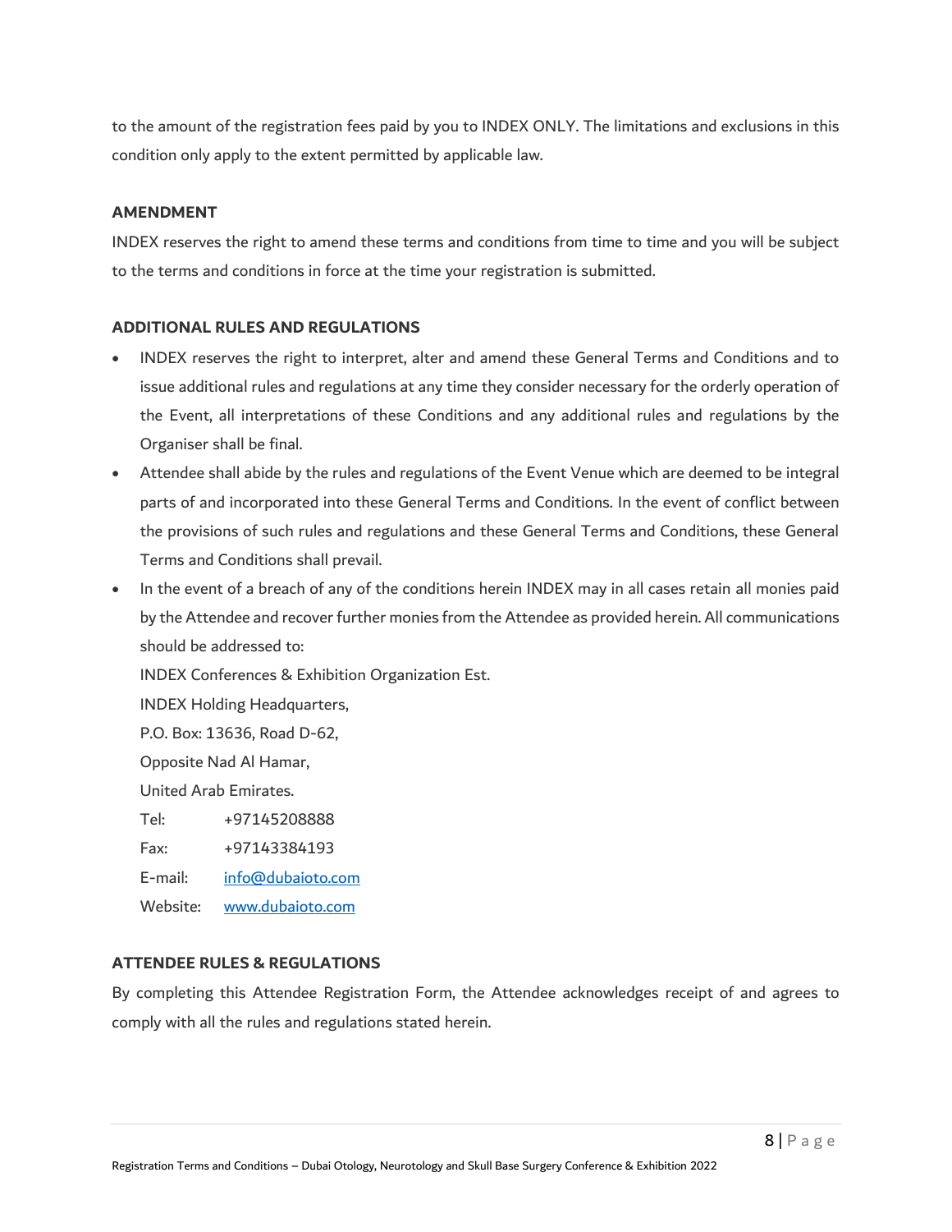to the amount of the registration fees paid by you to INDEX ONLY. The limitations and exclusions in this condition only apply to the extent permitted by applicable law.

**AMENDMENT**

INDEX reserves the right to amend these terms and conditions from time to time and you will be subject to the terms and conditions in force at the time your registration is submitted.

**ADDITIONAL RULES AND REGULATIONS**

- INDEX reserves the right to interpret, alter and amend these General Terms and Conditions and to issue additional rules and regulations at any time they consider necessary for the orderly operation of the Event, all interpretations of these Conditions and any additional rules and regulations by the Organiser shall be final.
- Attendee shall abide by the rules and regulations of the Event Venue which are deemed to be integral parts of and incorporated into these General Terms and Conditions. In the event of conflict between the provisions of such rules and regulations and these General Terms and Conditions, these General Terms and Conditions shall prevail.
- In the event of a breach of any of the conditions herein INDEX may in all cases retain all monies paid by the Attendee and recover further monies from the Attendee as provided herein. All communications should be addressed to:

  INDEX Conferences & Exhibition Organization Est.
  INDEX Holding Headquarters,
  P.O. Box: 13636, Road D-62,
  Opposite Nad Al Hamar,
  United Arab Emirates.
  Tel: +97145208888
  Fax: +97143384193
  E-mail: info@dubaioto.com
  Website: www.dubaioto.com

**ATTENDEE RULES & REGULATIONS**

By completing this Attendee Registration Form, the Attendee acknowledges receipt of and agrees to comply with all the rules and regulations stated herein.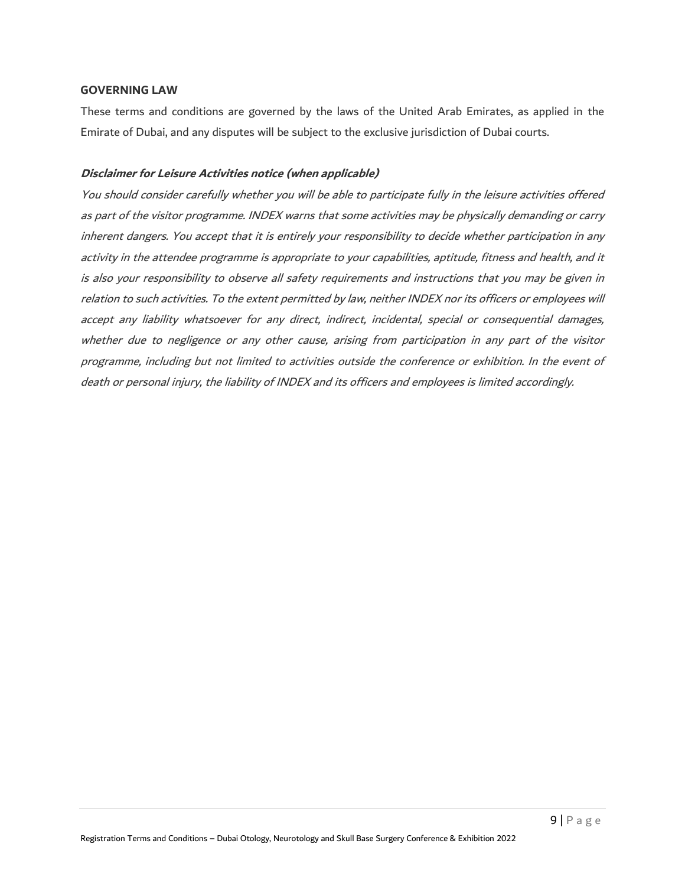## GOVERNING LAW

These terms and conditions are governed by the laws of the United Arab Emirates, as applied in the Emirate of Dubai, and any disputes will be subject to the exclusive jurisdiction of Dubai courts.

***Disclaimer for Leisure Activities notice (when applicable)***

*You should consider carefully whether you will be able to participate fully in the leisure activities offered as part of the visitor programme. INDEX warns that some activities may be physically demanding or carry inherent dangers. You accept that it is entirely your responsibility to decide whether participation in any activity in the attendee programme is appropriate to your capabilities, aptitude, fitness and health, and it is also your responsibility to observe all safety requirements and instructions that you may be given in relation to such activities. To the extent permitted by law, neither INDEX nor its officers or employees will accept any liability whatsoever for any direct, indirect, incidental, special or consequential damages, whether due to negligence or any other cause, arising from participation in any part of the visitor programme, including but not limited to activities outside the conference or exhibition. In the event of death or personal injury, the liability of INDEX and its officers and employees is limited accordingly.*